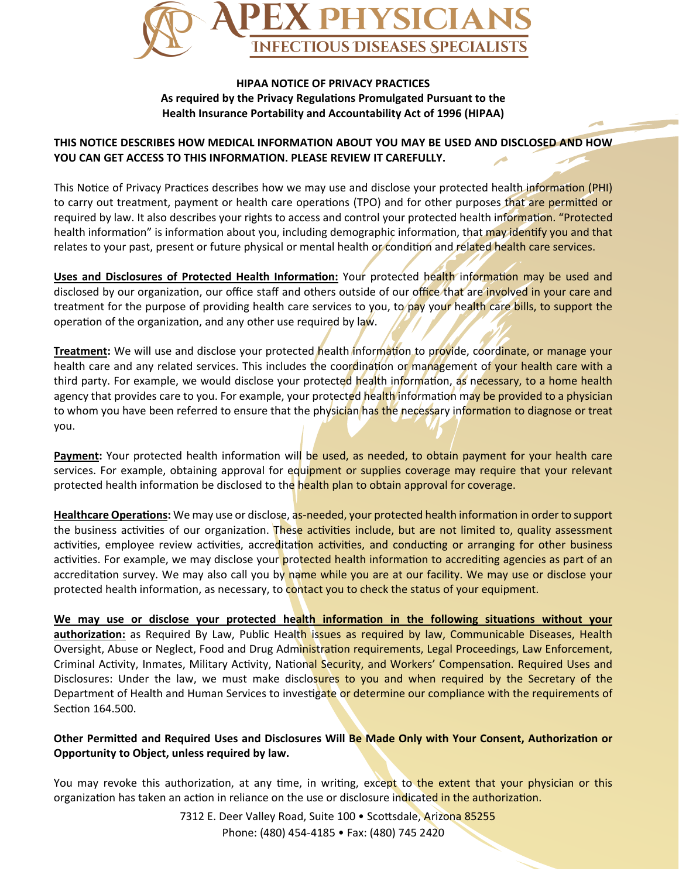# APEX PHYSICIANS

## INFECTIOUS DISEASES SPECIALISTS

**HIPAA NOTICE OF PRIVACY PRACTICES**
**As required by the Privacy Regulations Promulgated Pursuant to the Health Insurance Portability and Accountability Act of 1996 (HIPAA)**

**THIS NOTICE DESCRIBES HOW MEDICAL INFORMATION ABOUT YOU MAY BE USED AND DISCLOSED AND HOW YOU CAN GET ACCESS TO THIS INFORMATION. PLEASE REVIEW IT CAREFULLY.**

This Notice of Privacy Practices describes how we may use and disclose your protected health information (PHI) to carry out treatment, payment or health care operations (TPO) and for other purposes that are permitted or required by law. It also describes your rights to access and control your protected health information. "Protected health information" is information about you, including demographic information, that may identify you and that relates to your past, present or future physical or mental health or condition and related health care services.

**Uses and Disclosures of Protected Health Information:** Your protected health information may be used and disclosed by our organization, our office staff and others outside of our office that are involved in your care and treatment for the purpose of providing health care services to you, to pay your health care bills, to support the operation of the organization, and any other use required by law.

**Treatment:** We will use and disclose your protected health information to provide, coordinate, or manage your health care and any related services. This includes the coordination or management of your health care with a third party. For example, we would disclose your protected health information, as necessary, to a home health agency that provides care to you. For example, your protected health information may be provided to a physician to whom you have been referred to ensure that the physician has the necessary information to diagnose or treat you.

**Payment:** Your protected health information will be used, as needed, to obtain payment for your health care services. For example, obtaining approval for equipment or supplies coverage may require that your relevant protected health information be disclosed to the health plan to obtain approval for coverage.

**Healthcare Operations:** We may use or disclose, as-needed, your protected health information in order to support the business activities of our organization. These activities include, but are not limited to, quality assessment activities, employee review activities, accreditation activities, and conducting or arranging for other business activities. For example, we may disclose your protected health information to accrediting agencies as part of an accreditation survey. We may also call you by name while you are at our facility. We may use or disclose your protected health information, as necessary, to contact you to check the status of your equipment.

**We may use or disclose your protected health information in the following situations without your authorization:** as Required By Law, Public Health issues as required by law, Communicable Diseases, Health Oversight, Abuse or Neglect, Food and Drug Administration requirements, Legal Proceedings, Law Enforcement, Criminal Activity, Inmates, Military Activity, National Security, and Workers' Compensation. Required Uses and Disclosures: Under the law, we must make disclosures to you and when required by the Secretary of the Department of Health and Human Services to investigate or determine our compliance with the requirements of Section 164.500.

**Other Permitted and Required Uses and Disclosures Will Be Made Only with Your Consent, Authorization or Opportunity to Object, unless required by law.**

You may revoke this authorization, at any time, in writing, except to the extent that your physician or this organization has taken an action in reliance on the use or disclosure indicated in the authorization.

7312 E. Deer Valley Road, Suite 100 • Scottsdale, Arizona 85255
Phone: (480) 454-4185 • Fax: (480) 745 2420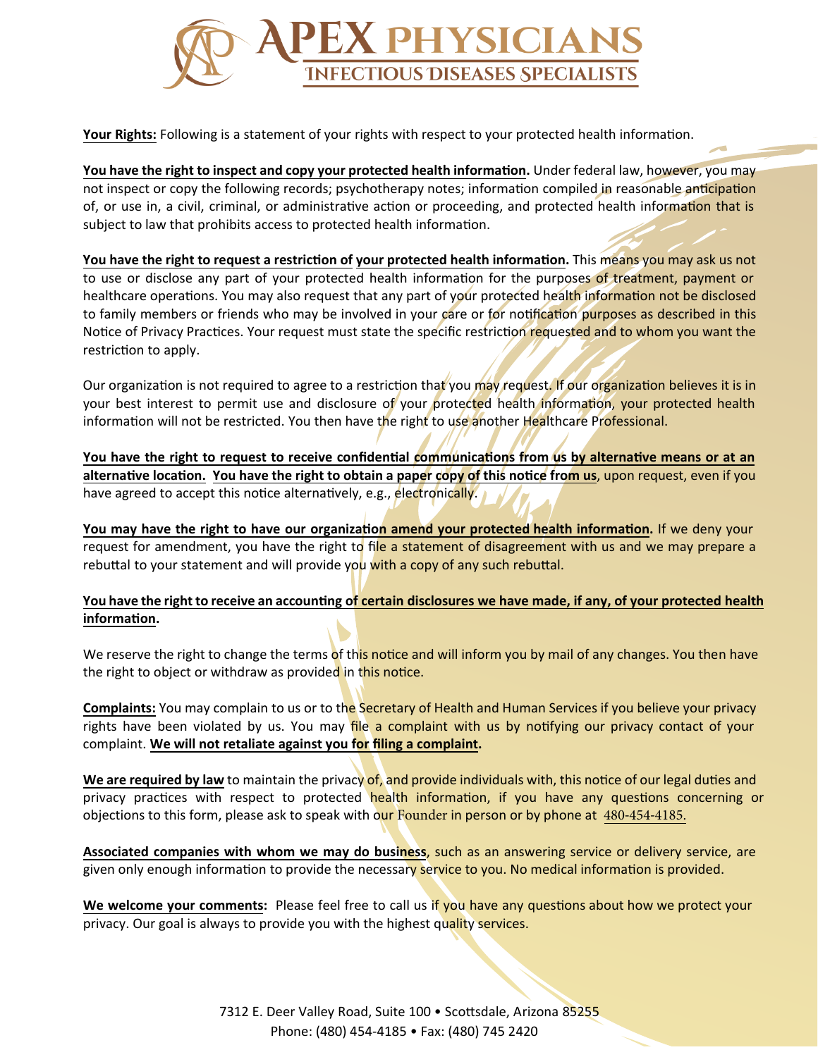# APEX PHYSICIANS

## INFECTIOUS DISEASES SPECIALISTS

**Your Rights:** Following is a statement of your rights with respect to your protected health information.

**You have the right to inspect and copy your protected health information.** Under federal law, however, you may not inspect or copy the following records; psychotherapy notes; information compiled in reasonable anticipation of, or use in, a civil, criminal, or administrative action or proceeding, and protected health information that is subject to law that prohibits access to protected health information.

**You have the right to request a restriction of your protected health information.** This means you may ask us not to use or disclose any part of your protected health information for the purposes of treatment, payment or healthcare operations. You may also request that any part of your protected health information not be disclosed to family members or friends who may be involved in your care or for notification purposes as described in this Notice of Privacy Practices. Your request must state the specific restriction requested and to whom you want the restriction to apply.

Our organization is not required to agree to a restriction that you may request. If our organization believes it is in your best interest to permit use and disclosure of your protected health information, your protected health information will not be restricted. You then have the right to use another Healthcare Professional.

**You have the right to request to receive confidential communications from us by alternative means or at an alternative location.** **You have the right to obtain a paper copy of this notice from us**, upon request, even if you have agreed to accept this notice alternatively, e.g., electronically.

**You may have the right to have our organization amend your protected health information.** If we deny your request for amendment, you have the right to file a statement of disagreement with us and we may prepare a rebuttal to your statement and will provide you with a copy of any such rebuttal.

**You have the right to receive an accounting of certain disclosures we have made, if any, of your protected health information.**

We reserve the right to change the terms of this notice and will inform you by mail of any changes. You then have the right to object or withdraw as provided in this notice.

**Complaints:** You may complain to us or to the Secretary of Health and Human Services if you believe your privacy rights have been violated by us. You may file a complaint with us by notifying our privacy contact of your complaint. **We will not retaliate against you for filing a complaint.**

**We are required by law** to maintain the privacy of, and provide individuals with, this notice of our legal duties and privacy practices with respect to protected health information, if you have any questions concerning or objections to this form, please ask to speak with our Founder in person or by phone at 480-454-4185.

**Associated companies with whom we may do business**, such as an answering service or delivery service, are given only enough information to provide the necessary service to you. No medical information is provided.

**We welcome your comments:** Please feel free to call us if you have any questions about how we protect your privacy. Our goal is always to provide you with the highest quality services.

7312 E. Deer Valley Road, Suite 100 • Scottsdale, Arizona 85255
Phone: (480) 454-4185 • Fax: (480) 745 2420